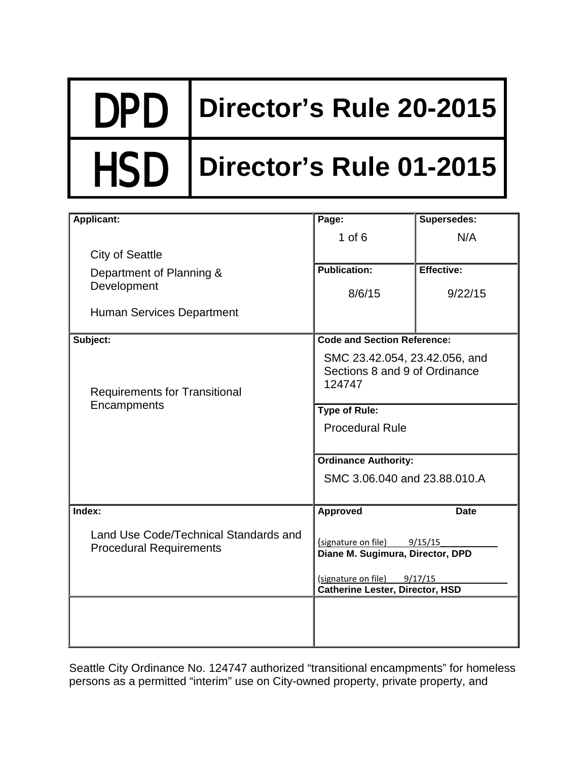| DPD | Director's Rule 20-2015 |
|---|---|
| HSD | Director's Rule 01-2015 |

| Applicant: | Page: | Supersedes: |
|---|---|---|
| City of Seattle<br>Department of Planning & Development<br>Human Services Department | 1 of 6 | N/A |
| | **Publication:** 8/6/15 | **Effective:** 9/22/15 |
| **Subject:**<br>Requirements for Transitional Encampments | **Code and Section Reference:**<br>SMC 23.42.054, 23.42.056, and Sections 8 and 9 of Ordinance 124747 | |
| | **Type of Rule:**<br>Procedural Rule | |
| | **Ordinance Authority:**<br>SMC 3.06.040 and 23.88.010.A | |
| **Index:**<br>Land Use Code/Technical Standards and Procedural Requirements | **Approved** (signature on file) 9/15/15<br>**Diane M. Sugimura, Director, DPD**<br>(signature on file) 9/17/15<br>**Catherine Lester, Director, HSD** | **Date** |

Seattle City Ordinance No. 124747 authorized "transitional encampments" for homeless persons as a permitted "interim" use on City-owned property, private property, and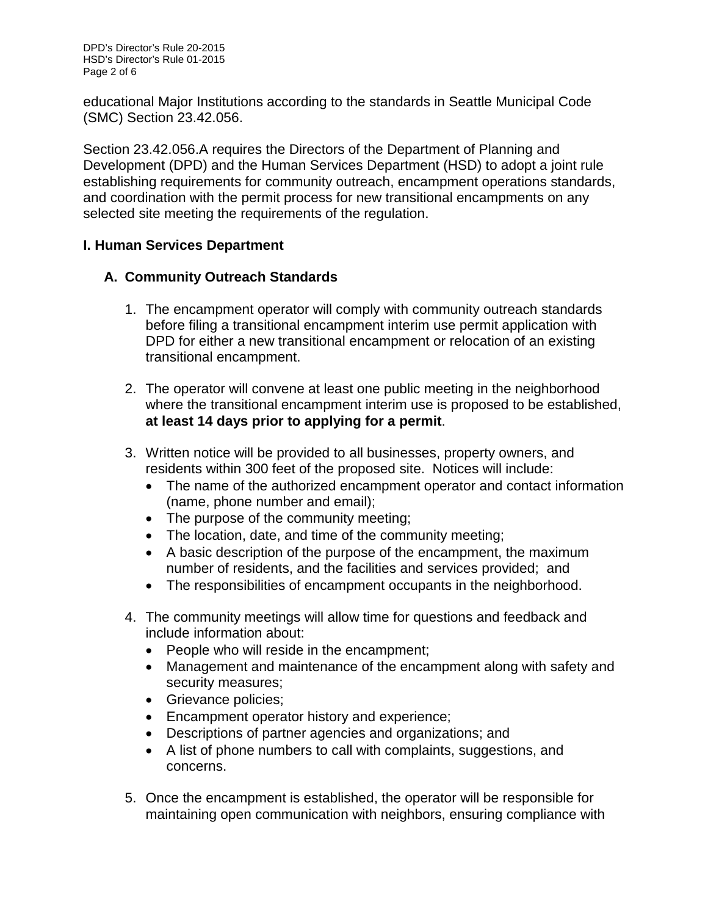educational Major Institutions according to the standards in Seattle Municipal Code (SMC) Section 23.42.056.

Section 23.42.056.A requires the Directors of the Department of Planning and Development (DPD) and the Human Services Department (HSD) to adopt a joint rule establishing requirements for community outreach, encampment operations standards, and coordination with the permit process for new transitional encampments on any selected site meeting the requirements of the regulation.

## I. Human Services Department

### A. Community Outreach Standards

1. The encampment operator will comply with community outreach standards before filing a transitional encampment interim use permit application with DPD for either a new transitional encampment or relocation of an existing transitional encampment.

2. The operator will convene at least one public meeting in the neighborhood where the transitional encampment interim use is proposed to be established, **at least 14 days prior to applying for a permit**.

3. Written notice will be provided to all businesses, property owners, and residents within 300 feet of the proposed site. Notices will include:
   - The name of the authorized encampment operator and contact information (name, phone number and email);
   - The purpose of the community meeting;
   - The location, date, and time of the community meeting;
   - A basic description of the purpose of the encampment, the maximum number of residents, and the facilities and services provided; and
   - The responsibilities of encampment occupants in the neighborhood.

4. The community meetings will allow time for questions and feedback and include information about:
   - People who will reside in the encampment;
   - Management and maintenance of the encampment along with safety and security measures;
   - Grievance policies;
   - Encampment operator history and experience;
   - Descriptions of partner agencies and organizations; and
   - A list of phone numbers to call with complaints, suggestions, and concerns.

5. Once the encampment is established, the operator will be responsible for maintaining open communication with neighbors, ensuring compliance with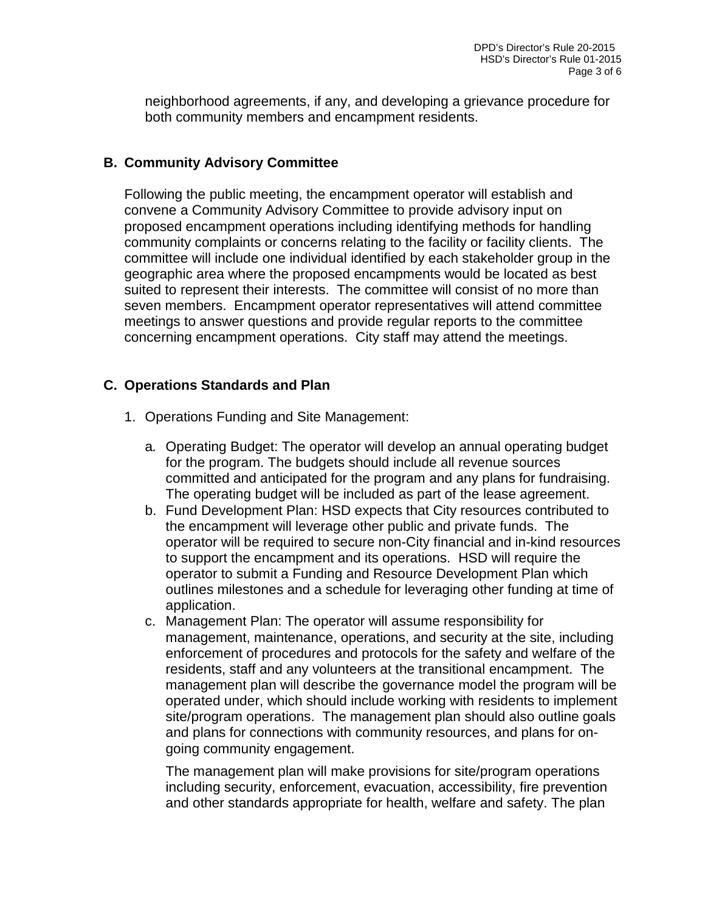neighborhood agreements, if any, and developing a grievance procedure for both community members and encampment residents.

## B. Community Advisory Committee

Following the public meeting, the encampment operator will establish and convene a Community Advisory Committee to provide advisory input on proposed encampment operations including identifying methods for handling community complaints or concerns relating to the facility or facility clients. The committee will include one individual identified by each stakeholder group in the geographic area where the proposed encampments would be located as best suited to represent their interests. The committee will consist of no more than seven members. Encampment operator representatives will attend committee meetings to answer questions and provide regular reports to the committee concerning encampment operations. City staff may attend the meetings.

## C. Operations Standards and Plan

1. Operations Funding and Site Management:

   a. Operating Budget: The operator will develop an annual operating budget for the program. The budgets should include all revenue sources committed and anticipated for the program and any plans for fundraising. The operating budget will be included as part of the lease agreement.

   b. Fund Development Plan: HSD expects that City resources contributed to the encampment will leverage other public and private funds. The operator will be required to secure non-City financial and in-kind resources to support the encampment and its operations. HSD will require the operator to submit a Funding and Resource Development Plan which outlines milestones and a schedule for leveraging other funding at time of application.

   c. Management Plan: The operator will assume responsibility for management, maintenance, operations, and security at the site, including enforcement of procedures and protocols for the safety and welfare of the residents, staff and any volunteers at the transitional encampment. The management plan will describe the governance model the program will be operated under, which should include working with residents to implement site/program operations. The management plan should also outline goals and plans for connections with community resources, and plans for on-going community engagement.

      The management plan will make provisions for site/program operations including security, enforcement, evacuation, accessibility, fire prevention and other standards appropriate for health, welfare and safety. The plan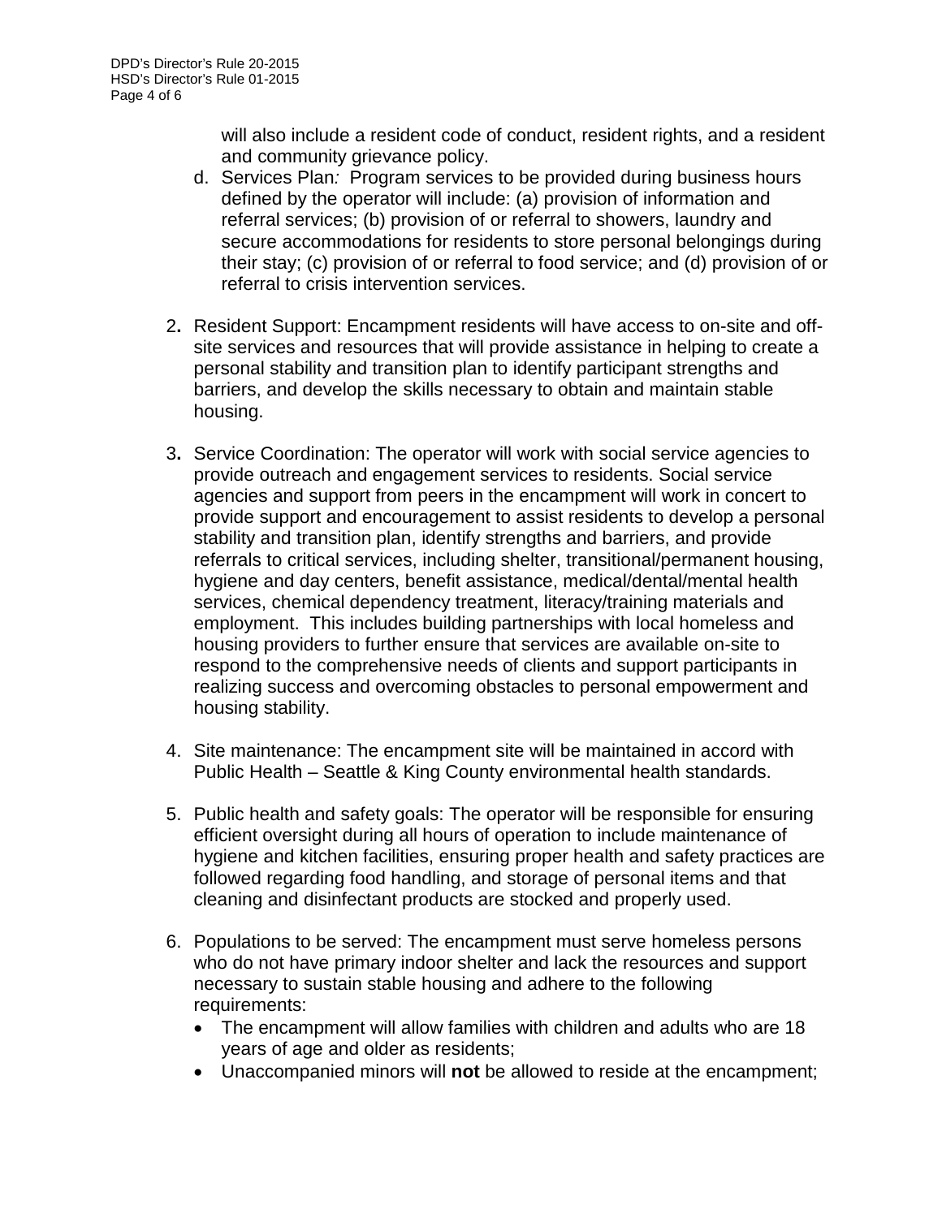will also include a resident code of conduct, resident rights, and a resident and community grievance policy.

d. Services Plan*:* Program services to be provided during business hours defined by the operator will include: (a) provision of information and referral services; (b) provision of or referral to showers, laundry and secure accommodations for residents to store personal belongings during their stay; (c) provision of or referral to food service; and (d) provision of or referral to crisis intervention services.

2. Resident Support: Encampment residents will have access to on-site and off-site services and resources that will provide assistance in helping to create a personal stability and transition plan to identify participant strengths and barriers, and develop the skills necessary to obtain and maintain stable housing.

3. Service Coordination: The operator will work with social service agencies to provide outreach and engagement services to residents. Social service agencies and support from peers in the encampment will work in concert to provide support and encouragement to assist residents to develop a personal stability and transition plan, identify strengths and barriers, and provide referrals to critical services, including shelter, transitional/permanent housing, hygiene and day centers, benefit assistance, medical/dental/mental health services, chemical dependency treatment, literacy/training materials and employment. This includes building partnerships with local homeless and housing providers to further ensure that services are available on-site to respond to the comprehensive needs of clients and support participants in realizing success and overcoming obstacles to personal empowerment and housing stability.

4. Site maintenance: The encampment site will be maintained in accord with Public Health – Seattle & King County environmental health standards.

5. Public health and safety goals: The operator will be responsible for ensuring efficient oversight during all hours of operation to include maintenance of hygiene and kitchen facilities, ensuring proper health and safety practices are followed regarding food handling, and storage of personal items and that cleaning and disinfectant products are stocked and properly used.

6. Populations to be served: The encampment must serve homeless persons who do not have primary indoor shelter and lack the resources and support necessary to sustain stable housing and adhere to the following requirements:
   - The encampment will allow families with children and adults who are 18 years of age and older as residents;
   - Unaccompanied minors will **not** be allowed to reside at the encampment;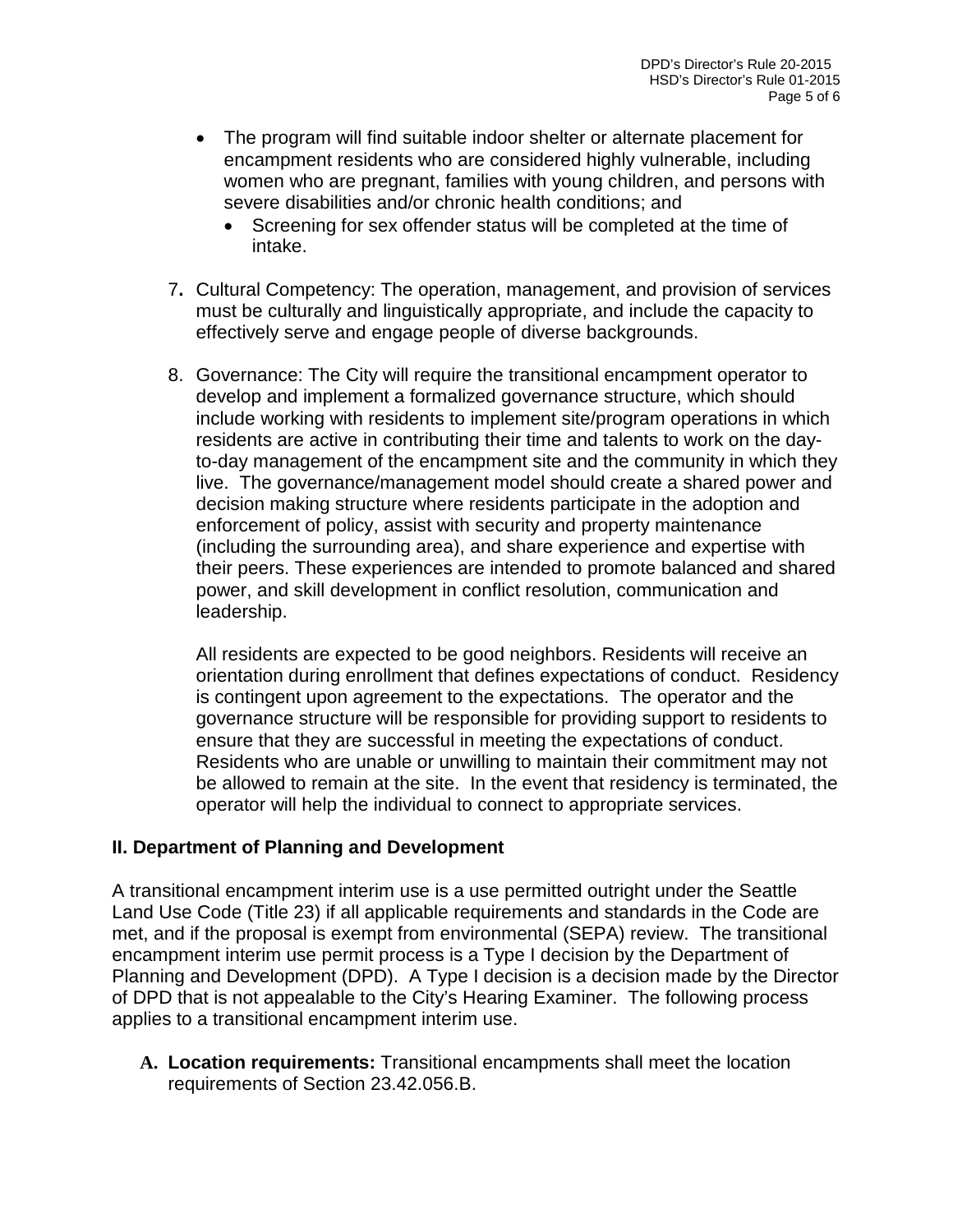- The program will find suitable indoor shelter or alternate placement for encampment residents who are considered highly vulnerable, including women who are pregnant, families with young children, and persons with severe disabilities and/or chronic health conditions; and
  - Screening for sex offender status will be completed at the time of intake.

7. Cultural Competency: The operation, management, and provision of services must be culturally and linguistically appropriate, and include the capacity to effectively serve and engage people of diverse backgrounds.

8. Governance: The City will require the transitional encampment operator to develop and implement a formalized governance structure, which should include working with residents to implement site/program operations in which residents are active in contributing their time and talents to work on the day-to-day management of the encampment site and the community in which they live. The governance/management model should create a shared power and decision making structure where residents participate in the adoption and enforcement of policy, assist with security and property maintenance (including the surrounding area), and share experience and expertise with their peers. These experiences are intended to promote balanced and shared power, and skill development in conflict resolution, communication and leadership.

   All residents are expected to be good neighbors. Residents will receive an orientation during enrollment that defines expectations of conduct. Residency is contingent upon agreement to the expectations. The operator and the governance structure will be responsible for providing support to residents to ensure that they are successful in meeting the expectations of conduct. Residents who are unable or unwilling to maintain their commitment may not be allowed to remain at the site. In the event that residency is terminated, the operator will help the individual to connect to appropriate services.

## II. Department of Planning and Development

A transitional encampment interim use is a use permitted outright under the Seattle Land Use Code (Title 23) if all applicable requirements and standards in the Code are met, and if the proposal is exempt from environmental (SEPA) review. The transitional encampment interim use permit process is a Type I decision by the Department of Planning and Development (DPD). A Type I decision is a decision made by the Director of DPD that is not appealable to the City's Hearing Examiner. The following process applies to a transitional encampment interim use.

A. **Location requirements:** Transitional encampments shall meet the location requirements of Section 23.42.056.B.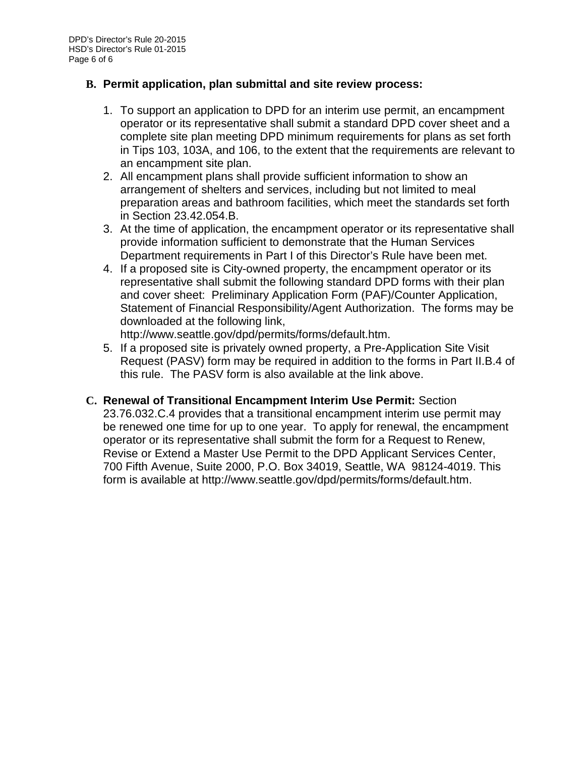**B. Permit application, plan submittal and site review process:**

1. To support an application to DPD for an interim use permit, an encampment operator or its representative shall submit a standard DPD cover sheet and a complete site plan meeting DPD minimum requirements for plans as set forth in Tips 103, 103A, and 106, to the extent that the requirements are relevant to an encampment site plan.
2. All encampment plans shall provide sufficient information to show an arrangement of shelters and services, including but not limited to meal preparation areas and bathroom facilities, which meet the standards set forth in Section 23.42.054.B.
3. At the time of application, the encampment operator or its representative shall provide information sufficient to demonstrate that the Human Services Department requirements in Part I of this Director's Rule have been met.
4. If a proposed site is City-owned property, the encampment operator or its representative shall submit the following standard DPD forms with their plan and cover sheet: Preliminary Application Form (PAF)/Counter Application, Statement of Financial Responsibility/Agent Authorization. The forms may be downloaded at the following link, http://www.seattle.gov/dpd/permits/forms/default.htm.
5. If a proposed site is privately owned property, a Pre-Application Site Visit Request (PASV) form may be required in addition to the forms in Part II.B.4 of this rule. The PASV form is also available at the link above.

**C. Renewal of Transitional Encampment Interim Use Permit:** Section 23.76.032.C.4 provides that a transitional encampment interim use permit may be renewed one time for up to one year. To apply for renewal, the encampment operator or its representative shall submit the form for a Request to Renew, Revise or Extend a Master Use Permit to the DPD Applicant Services Center, 700 Fifth Avenue, Suite 2000, P.O. Box 34019, Seattle, WA 98124-4019. This form is available at http://www.seattle.gov/dpd/permits/forms/default.htm.